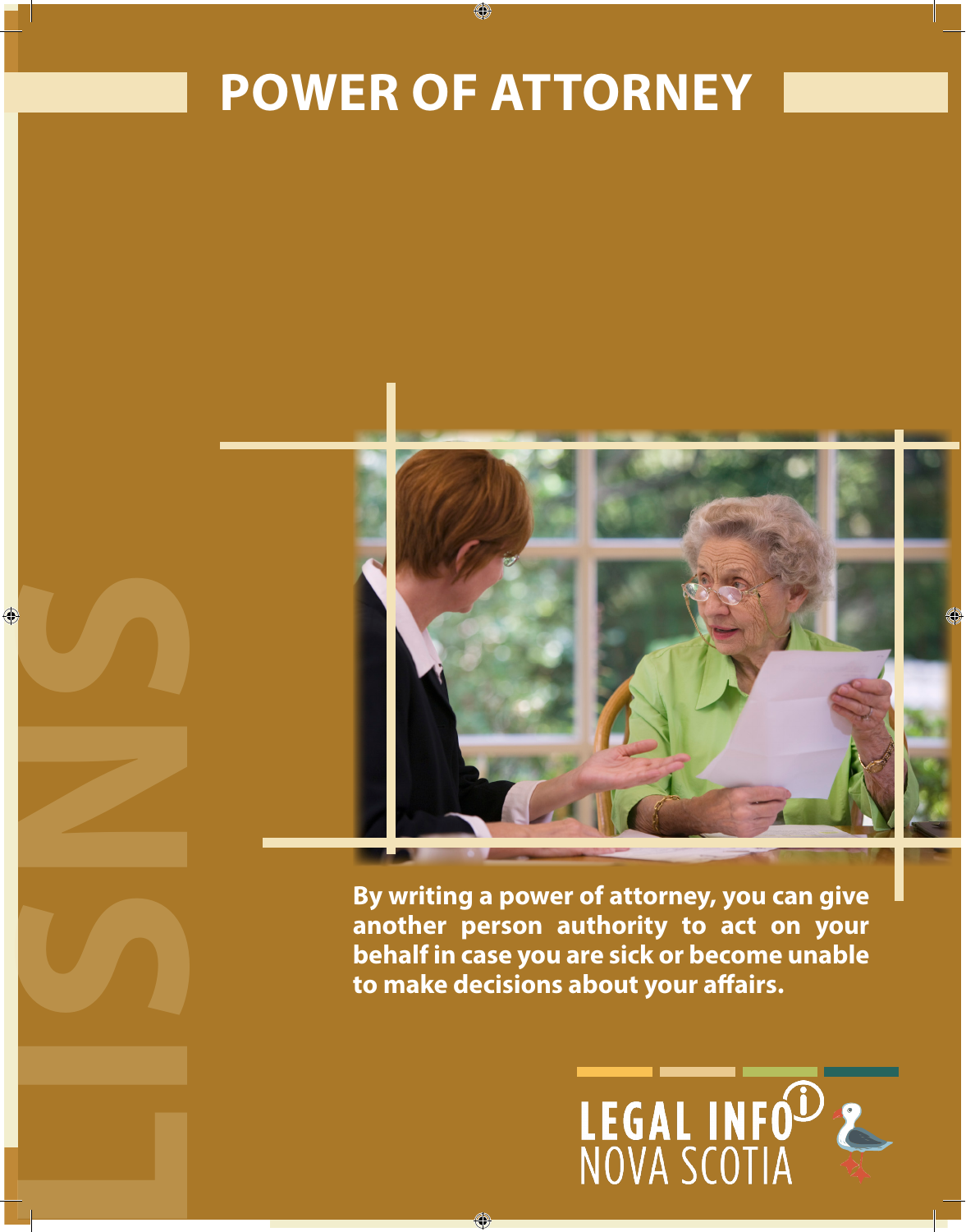# POWER OF ATTORNEY

**By writing a power of attorney, you can give another person authority to act on your behalf in case you are sick or become unable to make decisions about your affairs.**

LEGAL INFO NOVA SCOTIA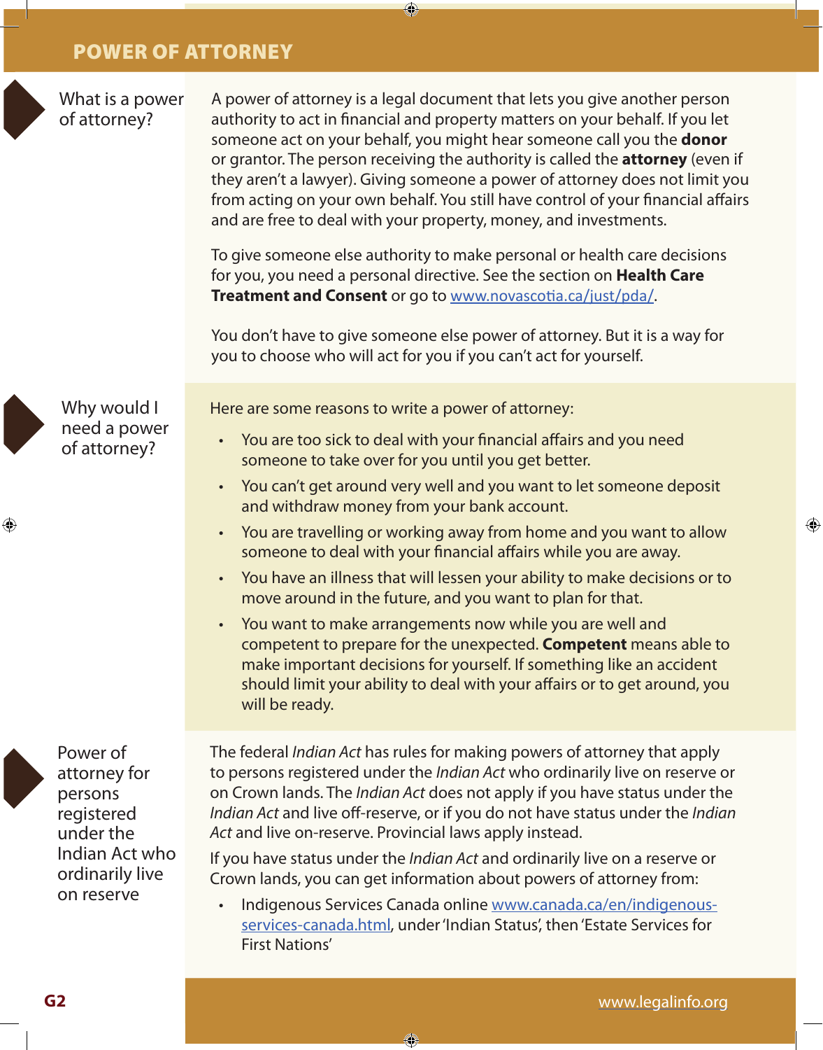# POWER OF ATTORNEY

## What is a power of attorney?

A power of attorney is a legal document that lets you give another person authority to act in financial and property matters on your behalf. If you let someone act on your behalf, you might hear someone call you the **donor** or grantor. The person receiving the authority is called the **attorney** (even if they aren't a lawyer). Giving someone a power of attorney does not limit you from acting on your own behalf. You still have control of your financial affairs and are free to deal with your property, money, and investments.

To give someone else authority to make personal or health care decisions for you, you need a personal directive. See the section on **Health Care Treatment and Consent** or go to www.novascotia.ca/just/pda/.

You don't have to give someone else power of attorney. But it is a way for you to choose who will act for you if you can't act for yourself.

## Why would I need a power of attorney?

Here are some reasons to write a power of attorney:

- You are too sick to deal with your financial affairs and you need someone to take over for you until you get better.
- You can't get around very well and you want to let someone deposit and withdraw money from your bank account.
- You are travelling or working away from home and you want to allow someone to deal with your financial affairs while you are away.
- You have an illness that will lessen your ability to make decisions or to move around in the future, and you want to plan for that.
- You want to make arrangements now while you are well and competent to prepare for the unexpected. **Competent** means able to make important decisions for yourself. If something like an accident should limit your ability to deal with your affairs or to get around, you will be ready.

## Power of attorney for persons registered under the Indian Act who ordinarily live on reserve

The federal *Indian Act* has rules for making powers of attorney that apply to persons registered under the *Indian Act* who ordinarily live on reserve or on Crown lands. The *Indian Act* does not apply if you have status under the *Indian Act* and live off-reserve, or if you do not have status under the *Indian Act* and live on-reserve. Provincial laws apply instead.

If you have status under the *Indian Act* and ordinarily live on a reserve or Crown lands, you can get information about powers of attorney from:

- Indigenous Services Canada online www.canada.ca/en/indigenous-services-canada.html, under 'Indian Status', then 'Estate Services for First Nations'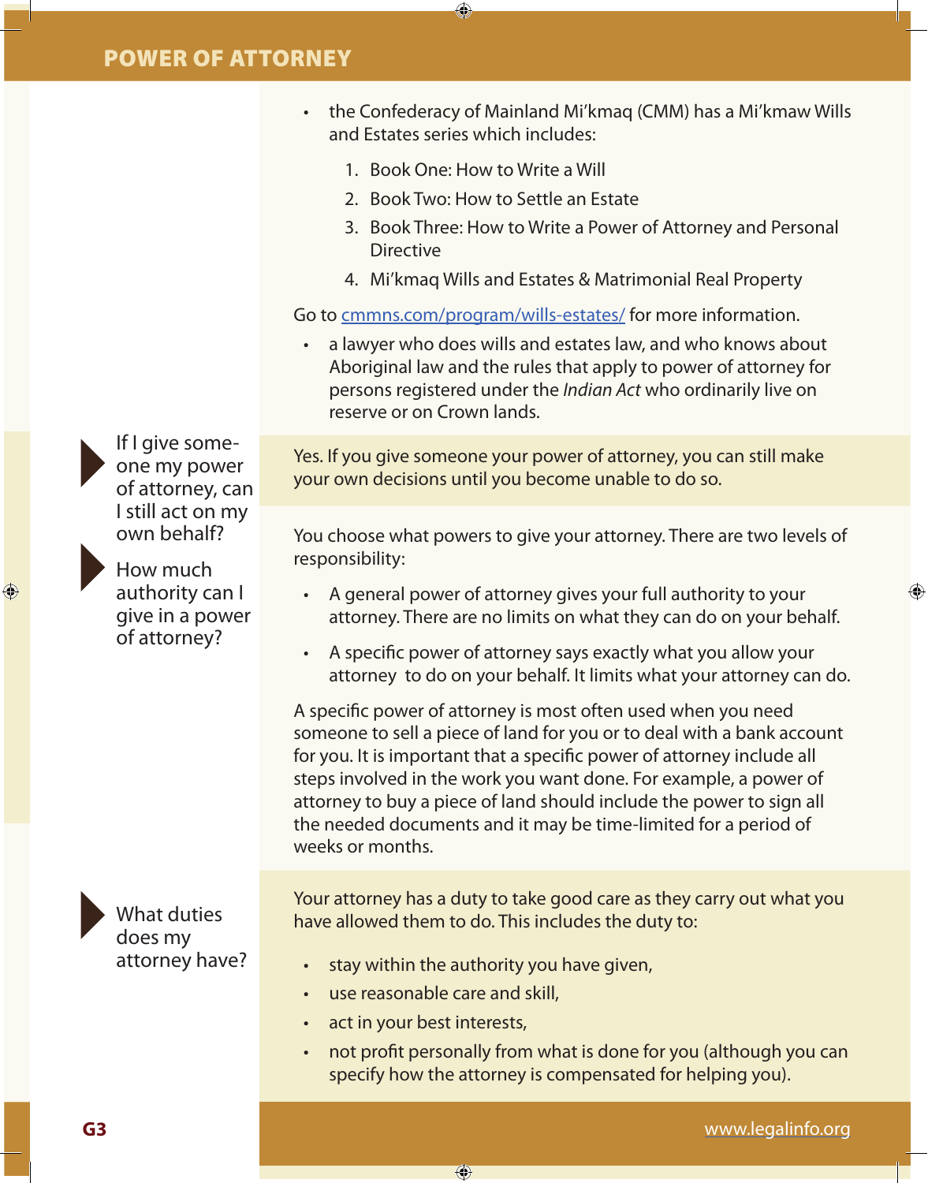- the Confederacy of Mainland Mi'kmaq (CMM) has a Mi'kmaw Wills and Estates series which includes:
  1. Book One: How to Write a Will
  2. Book Two: How to Settle an Estate
  3. Book Three: How to Write a Power of Attorney and Personal Directive
  4. Mi'kmaq Wills and Estates & Matrimonial Real Property

Go to [cmmns.com/program/wills-estates/](cmmns.com/program/wills-estates/) for more information.

- a lawyer who does wills and estates law, and who knows about Aboriginal law and the rules that apply to power of attorney for persons registered under the *Indian Act* who ordinarily live on reserve or on Crown lands.

### If I give someone my power of attorney, can I still act on my own behalf?

Yes. If you give someone your power of attorney, you can still make your own decisions until you become unable to do so.

### How much authority can I give in a power of attorney?

You choose what powers to give your attorney. There are two levels of responsibility:

- A general power of attorney gives your full authority to your attorney. There are no limits on what they can do on your behalf.
- A specific power of attorney says exactly what you allow your attorney to do on your behalf. It limits what your attorney can do.

A specific power of attorney is most often used when you need someone to sell a piece of land for you or to deal with a bank account for you. It is important that a specific power of attorney include all steps involved in the work you want done. For example, a power of attorney to buy a piece of land should include the power to sign all the needed documents and it may be time-limited for a period of weeks or months.

### What duties does my attorney have?

Your attorney has a duty to take good care as they carry out what you have allowed them to do. This includes the duty to:

- stay within the authority you have given,
- use reasonable care and skill,
- act in your best interests,
- not profit personally from what is done for you (although you can specify how the attorney is compensated for helping you).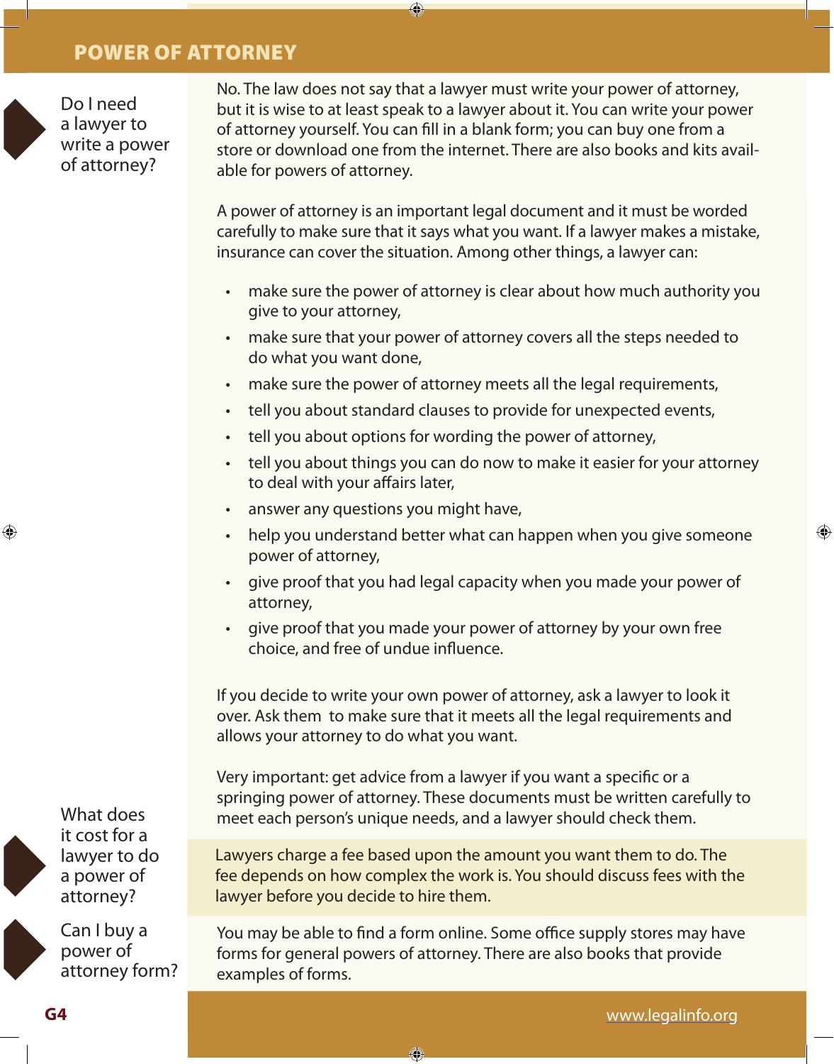# POWER OF ATTORNEY

### Do I need a lawyer to write a power of attorney?

No. The law does not say that a lawyer must write your power of attorney, but it is wise to at least speak to a lawyer about it. You can write your power of attorney yourself. You can fill in a blank form; you can buy one from a store or download one from the internet. There are also books and kits available for powers of attorney.

A power of attorney is an important legal document and it must be worded carefully to make sure that it says what you want. If a lawyer makes a mistake, insurance can cover the situation. Among other things, a lawyer can:

- make sure the power of attorney is clear about how much authority you give to your attorney,
- make sure that your power of attorney covers all the steps needed to do what you want done,
- make sure the power of attorney meets all the legal requirements,
- tell you about standard clauses to provide for unexpected events,
- tell you about options for wording the power of attorney,
- tell you about things you can do now to make it easier for your attorney to deal with your affairs later,
- answer any questions you might have,
- help you understand better what can happen when you give someone power of attorney,
- give proof that you had legal capacity when you made your power of attorney,
- give proof that you made your power of attorney by your own free choice, and free of undue influence.

If you decide to write your own power of attorney, ask a lawyer to look it over. Ask them to make sure that it meets all the legal requirements and allows your attorney to do what you want.

Very important: get advice from a lawyer if you want a specific or a springing power of attorney. These documents must be written carefully to meet each person's unique needs, and a lawyer should check them.

### What does it cost for a lawyer to do a power of attorney?

Lawyers charge a fee based upon the amount you want them to do. The fee depends on how complex the work is. You should discuss fees with the lawyer before you decide to hire them.

### Can I buy a power of attorney form?

You may be able to find a form online. Some office supply stores may have forms for general powers of attorney. There are also books that provide examples of forms.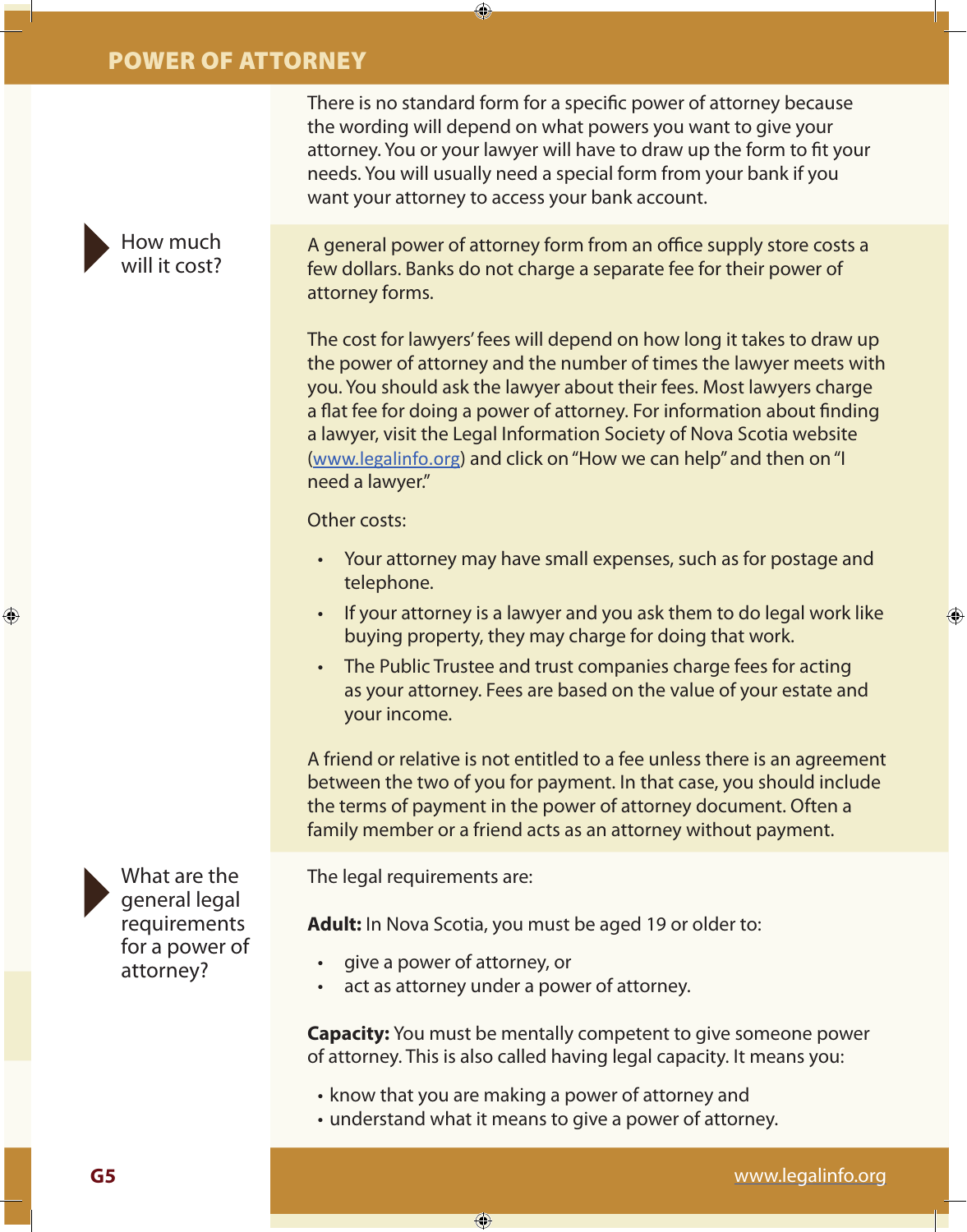There is no standard form for a specific power of attorney because the wording will depend on what powers you want to give your attorney. You or your lawyer will have to draw up the form to fit your needs. You will usually need a special form from your bank if you want your attorney to access your bank account.

## How much will it cost?

A general power of attorney form from an office supply store costs a few dollars. Banks do not charge a separate fee for their power of attorney forms.

The cost for lawyers' fees will depend on how long it takes to draw up the power of attorney and the number of times the lawyer meets with you. You should ask the lawyer about their fees. Most lawyers charge a flat fee for doing a power of attorney. For information about finding a lawyer, visit the Legal Information Society of Nova Scotia website (www.legalinfo.org) and click on "How we can help" and then on "I need a lawyer."

Other costs:

- Your attorney may have small expenses, such as for postage and telephone.
- If your attorney is a lawyer and you ask them to do legal work like buying property, they may charge for doing that work.
- The Public Trustee and trust companies charge fees for acting as your attorney. Fees are based on the value of your estate and your income.

A friend or relative is not entitled to a fee unless there is an agreement between the two of you for payment. In that case, you should include the terms of payment in the power of attorney document. Often a family member or a friend acts as an attorney without payment.

## What are the general legal requirements for a power of attorney?

The legal requirements are:

**Adult:** In Nova Scotia, you must be aged 19 or older to:

- give a power of attorney, or
- act as attorney under a power of attorney.

**Capacity:** You must be mentally competent to give someone power of attorney. This is also called having legal capacity. It means you:

- know that you are making a power of attorney and
- understand what it means to give a power of attorney.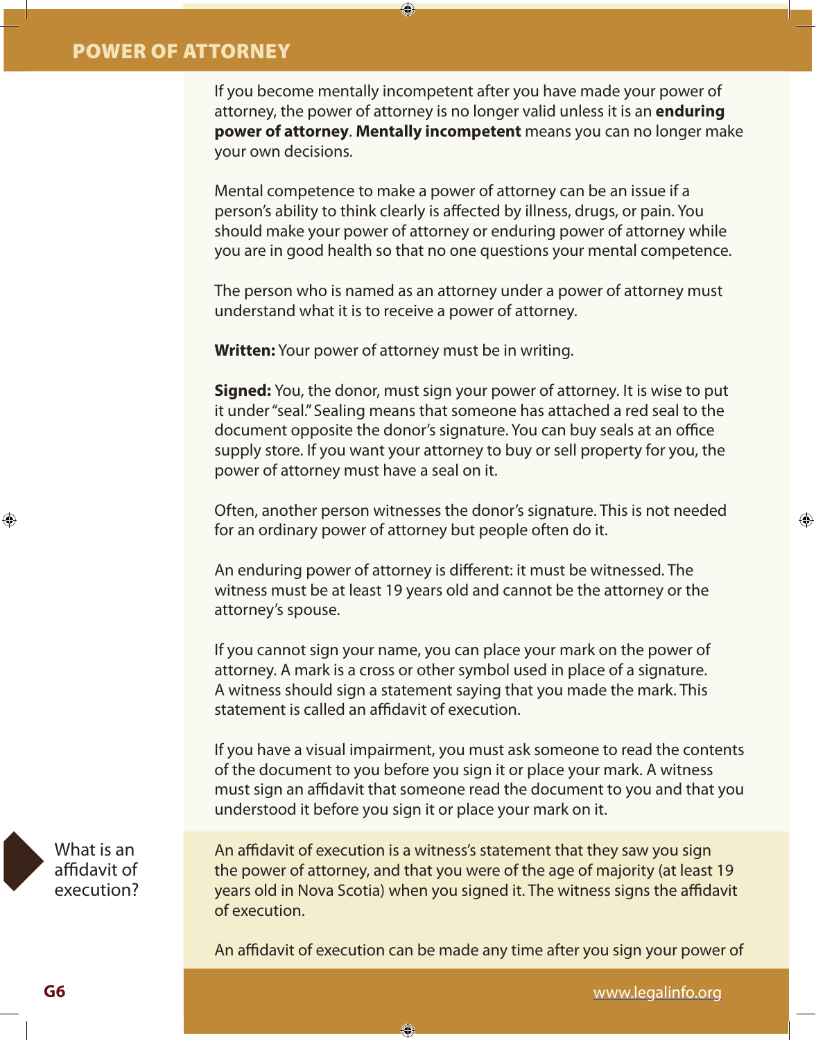If you become mentally incompetent after you have made your power of attorney, the power of attorney is no longer valid unless it is an **enduring power of attorney**. **Mentally incompetent** means you can no longer make your own decisions.

Mental competence to make a power of attorney can be an issue if a person's ability to think clearly is affected by illness, drugs, or pain. You should make your power of attorney or enduring power of attorney while you are in good health so that no one questions your mental competence.

The person who is named as an attorney under a power of attorney must understand what it is to receive a power of attorney.

**Written:** Your power of attorney must be in writing.

**Signed:** You, the donor, must sign your power of attorney. It is wise to put it under "seal." Sealing means that someone has attached a red seal to the document opposite the donor's signature. You can buy seals at an office supply store. If you want your attorney to buy or sell property for you, the power of attorney must have a seal on it.

Often, another person witnesses the donor's signature. This is not needed for an ordinary power of attorney but people often do it.

An enduring power of attorney is different: it must be witnessed. The witness must be at least 19 years old and cannot be the attorney or the attorney's spouse.

If you cannot sign your name, you can place your mark on the power of attorney. A mark is a cross or other symbol used in place of a signature. A witness should sign a statement saying that you made the mark. This statement is called an affidavit of execution.

If you have a visual impairment, you must ask someone to read the contents of the document to you before you sign it or place your mark. A witness must sign an affidavit that someone read the document to you and that you understood it before you sign it or place your mark on it.

## What is an affidavit of execution?

An affidavit of execution is a witness's statement that they saw you sign the power of attorney, and that you were of the age of majority (at least 19 years old in Nova Scotia) when you signed it. The witness signs the affidavit of execution.

An affidavit of execution can be made any time after you sign your power of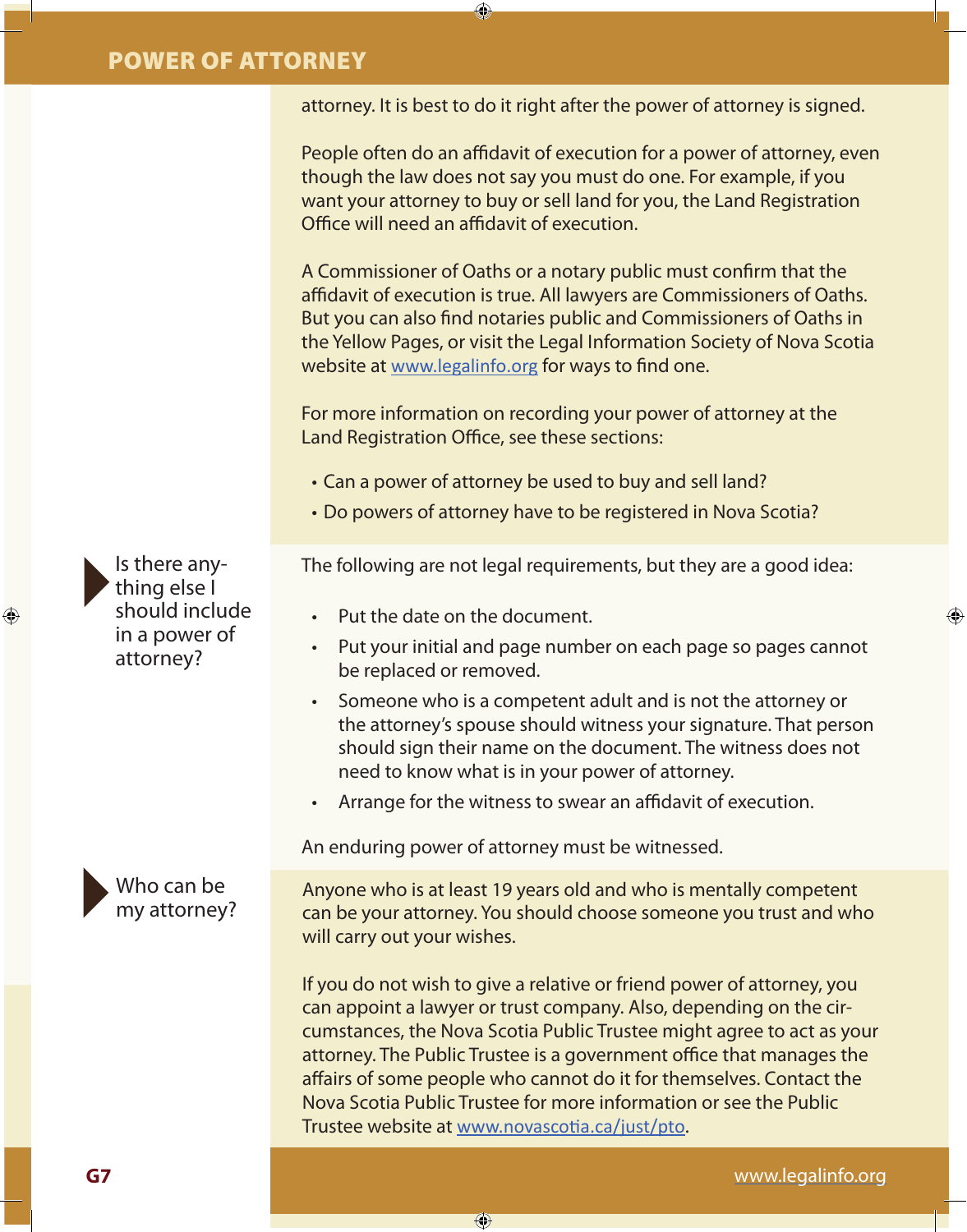attorney. It is best to do it right after the power of attorney is signed.

People often do an affidavit of execution for a power of attorney, even though the law does not say you must do one. For example, if you want your attorney to buy or sell land for you, the Land Registration Office will need an affidavit of execution.

A Commissioner of Oaths or a notary public must confirm that the affidavit of execution is true. All lawyers are Commissioners of Oaths. But you can also find notaries public and Commissioners of Oaths in the Yellow Pages, or visit the Legal Information Society of Nova Scotia website at www.legalinfo.org for ways to find one.

For more information on recording your power of attorney at the Land Registration Office, see these sections:

- Can a power of attorney be used to buy and sell land?
- Do powers of attorney have to be registered in Nova Scotia?

## Is there anything else I should include in a power of attorney?

The following are not legal requirements, but they are a good idea:

- Put the date on the document.
- Put your initial and page number on each page so pages cannot be replaced or removed.
- Someone who is a competent adult and is not the attorney or the attorney's spouse should witness your signature. That person should sign their name on the document. The witness does not need to know what is in your power of attorney.
- Arrange for the witness to swear an affidavit of execution.

An enduring power of attorney must be witnessed.

## Who can be my attorney?

Anyone who is at least 19 years old and who is mentally competent can be your attorney. You should choose someone you trust and who will carry out your wishes.

If you do not wish to give a relative or friend power of attorney, you can appoint a lawyer or trust company. Also, depending on the circumstances, the Nova Scotia Public Trustee might agree to act as your attorney. The Public Trustee is a government office that manages the affairs of some people who cannot do it for themselves. Contact the Nova Scotia Public Trustee for more information or see the Public Trustee website at www.novascotia.ca/just/pto.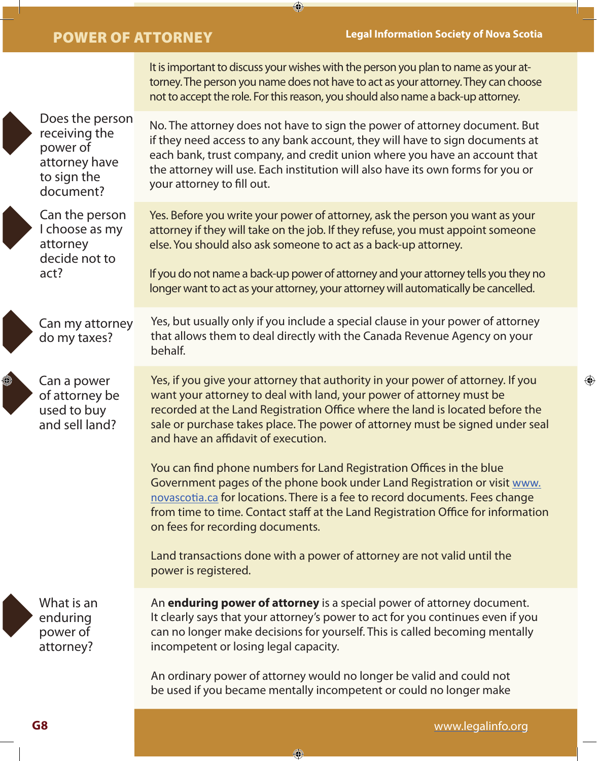It is important to discuss your wishes with the person you plan to name as your attorney. The person you name does not have to act as your attorney. They can choose not to accept the role. For this reason, you should also name a back-up attorney.

### Does the person receiving the power of attorney have to sign the document?

No. The attorney does not have to sign the power of attorney document. But if they need access to any bank account, they will have to sign documents at each bank, trust company, and credit union where you have an account that the attorney will use. Each institution will also have its own forms for you or your attorney to fill out.

### Can the person I choose as my attorney decide not to act?

Yes. Before you write your power of attorney, ask the person you want as your attorney if they will take on the job. If they refuse, you must appoint someone else. You should also ask someone to act as a back-up attorney.

If you do not name a back-up power of attorney and your attorney tells you they no longer want to act as your attorney, your attorney will automatically be cancelled.

### Can my attorney do my taxes?

Yes, but usually only if you include a special clause in your power of attorney that allows them to deal directly with the Canada Revenue Agency on your behalf.

### Can a power of attorney be used to buy and sell land?

Yes, if you give your attorney that authority in your power of attorney. If you want your attorney to deal with land, your power of attorney must be recorded at the Land Registration Office where the land is located before the sale or purchase takes place. The power of attorney must be signed under seal and have an affidavit of execution.

You can find phone numbers for Land Registration Offices in the blue Government pages of the phone book under Land Registration or visit www.novascotia.ca for locations. There is a fee to record documents. Fees change from time to time. Contact staff at the Land Registration Office for information on fees for recording documents.

Land transactions done with a power of attorney are not valid until the power is registered.

### What is an enduring power of attorney?

An **enduring power of attorney** is a special power of attorney document. It clearly says that your attorney's power to act for you continues even if you can no longer make decisions for yourself. This is called becoming mentally incompetent or losing legal capacity.

An ordinary power of attorney would no longer be valid and could not be used if you became mentally incompetent or could no longer make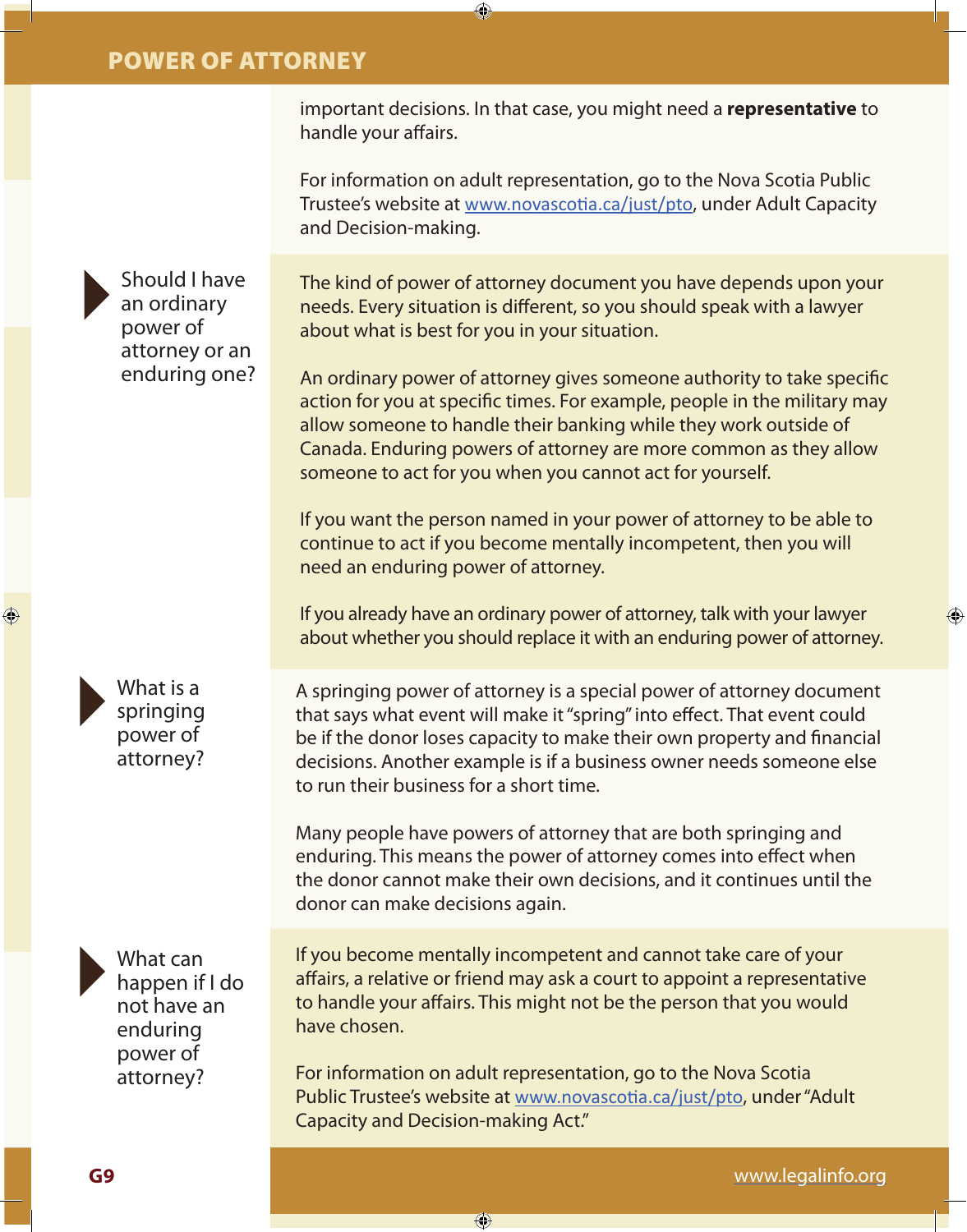important decisions. In that case, you might need a **representative** to handle your affairs.

For information on adult representation, go to the Nova Scotia Public Trustee's website at www.novascotia.ca/just/pto, under Adult Capacity and Decision-making.

### Should I have an ordinary power of attorney or an enduring one?

The kind of power of attorney document you have depends upon your needs. Every situation is different, so you should speak with a lawyer about what is best for you in your situation.

An ordinary power of attorney gives someone authority to take specific action for you at specific times. For example, people in the military may allow someone to handle their banking while they work outside of Canada. Enduring powers of attorney are more common as they allow someone to act for you when you cannot act for yourself.

If you want the person named in your power of attorney to be able to continue to act if you become mentally incompetent, then you will need an enduring power of attorney.

If you already have an ordinary power of attorney, talk with your lawyer about whether you should replace it with an enduring power of attorney.

### What is a springing power of attorney?

A springing power of attorney is a special power of attorney document that says what event will make it "spring" into effect. That event could be if the donor loses capacity to make their own property and financial decisions. Another example is if a business owner needs someone else to run their business for a short time.

Many people have powers of attorney that are both springing and enduring. This means the power of attorney comes into effect when the donor cannot make their own decisions, and it continues until the donor can make decisions again.

### What can happen if I do not have an enduring power of attorney?

If you become mentally incompetent and cannot take care of your affairs, a relative or friend may ask a court to appoint a representative to handle your affairs. This might not be the person that you would have chosen.

For information on adult representation, go to the Nova Scotia Public Trustee's website at www.novascotia.ca/just/pto, under "Adult Capacity and Decision-making Act."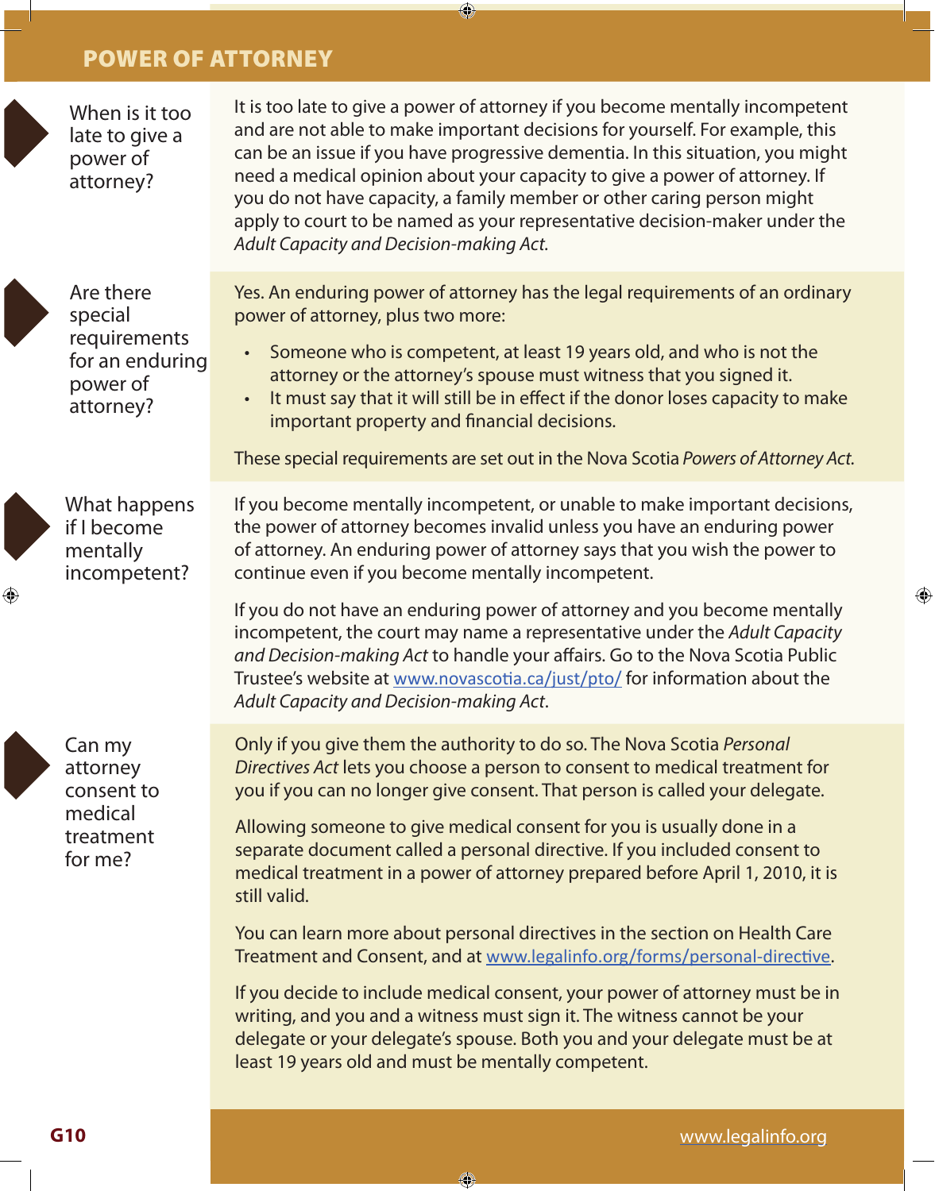# POWER OF ATTORNEY

### When is it too late to give a power of attorney?

It is too late to give a power of attorney if you become mentally incompetent and are not able to make important decisions for yourself. For example, this can be an issue if you have progressive dementia. In this situation, you might need a medical opinion about your capacity to give a power of attorney. If you do not have capacity, a family member or other caring person might apply to court to be named as your representative decision-maker under the *Adult Capacity and Decision-making Act*.

### Are there special requirements for an enduring power of attorney?

Yes. An enduring power of attorney has the legal requirements of an ordinary power of attorney, plus two more:

- Someone who is competent, at least 19 years old, and who is not the attorney or the attorney's spouse must witness that you signed it.
- It must say that it will still be in effect if the donor loses capacity to make important property and financial decisions.

These special requirements are set out in the Nova Scotia *Powers of Attorney Act.*

### What happens if I become mentally incompetent?

If you become mentally incompetent, or unable to make important decisions, the power of attorney becomes invalid unless you have an enduring power of attorney. An enduring power of attorney says that you wish the power to continue even if you become mentally incompetent.

If you do not have an enduring power of attorney and you become mentally incompetent, the court may name a representative under the *Adult Capacity and Decision-making Act* to handle your affairs. Go to the Nova Scotia Public Trustee's website at www.novascotia.ca/just/pto/ for information about the *Adult Capacity and Decision-making Act*.

### Can my attorney consent to medical treatment for me?

Only if you give them the authority to do so. The Nova Scotia *Personal Directives Act* lets you choose a person to consent to medical treatment for you if you can no longer give consent. That person is called your delegate.

Allowing someone to give medical consent for you is usually done in a separate document called a personal directive. If you included consent to medical treatment in a power of attorney prepared before April 1, 2010, it is still valid.

You can learn more about personal directives in the section on Health Care Treatment and Consent, and at www.legalinfo.org/forms/personal-directive.

If you decide to include medical consent, your power of attorney must be in writing, and you and a witness must sign it. The witness cannot be your delegate or your delegate's spouse. Both you and your delegate must be at least 19 years old and must be mentally competent.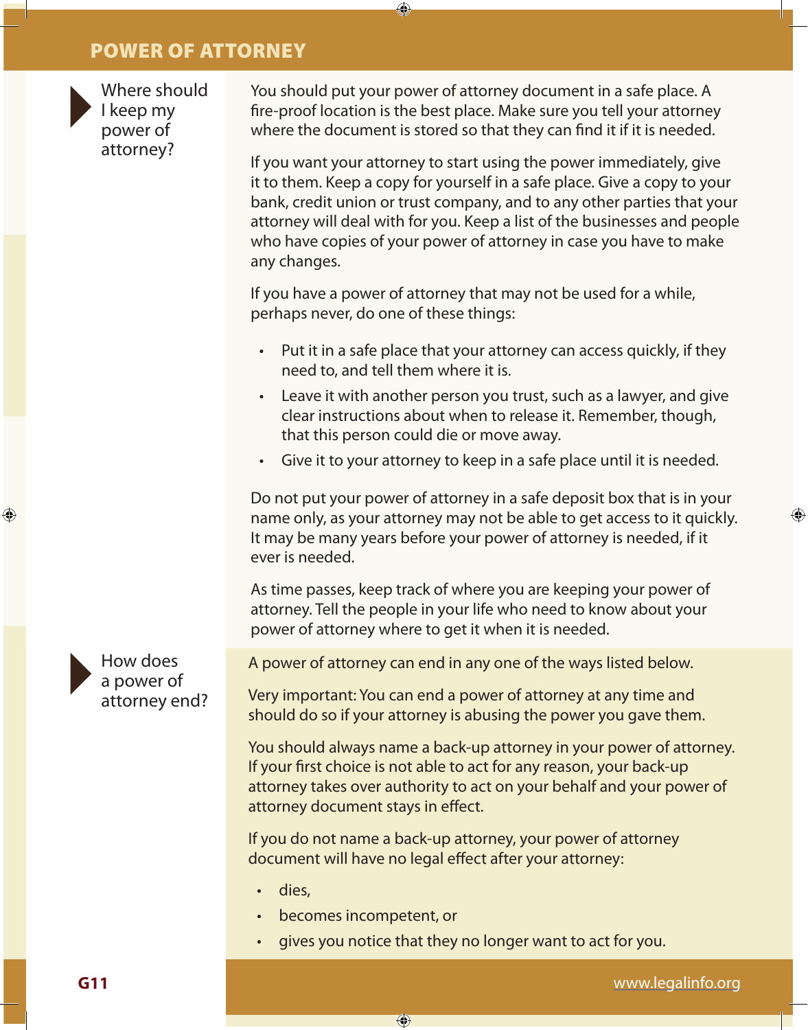## Where should I keep my power of attorney?

You should put your power of attorney document in a safe place. A fire-proof location is the best place. Make sure you tell your attorney where the document is stored so that they can find it if it is needed.

If you want your attorney to start using the power immediately, give it to them. Keep a copy for yourself in a safe place. Give a copy to your bank, credit union or trust company, and to any other parties that your attorney will deal with for you. Keep a list of the businesses and people who have copies of your power of attorney in case you have to make any changes.

If you have a power of attorney that may not be used for a while, perhaps never, do one of these things:

- Put it in a safe place that your attorney can access quickly, if they need to, and tell them where it is.
- Leave it with another person you trust, such as a lawyer, and give clear instructions about when to release it. Remember, though, that this person could die or move away.
- Give it to your attorney to keep in a safe place until it is needed.

Do not put your power of attorney in a safe deposit box that is in your name only, as your attorney may not be able to get access to it quickly. It may be many years before your power of attorney is needed, if it ever is needed.

As time passes, keep track of where you are keeping your power of attorney. Tell the people in your life who need to know about your power of attorney where to get it when it is needed.

## How does a power of attorney end?

A power of attorney can end in any one of the ways listed below.

Very important: You can end a power of attorney at any time and should do so if your attorney is abusing the power you gave them.

You should always name a back-up attorney in your power of attorney. If your first choice is not able to act for any reason, your back-up attorney takes over authority to act on your behalf and your power of attorney document stays in effect.

If you do not name a back-up attorney, your power of attorney document will have no legal effect after your attorney:

- dies,
- becomes incompetent, or
- gives you notice that they no longer want to act for you.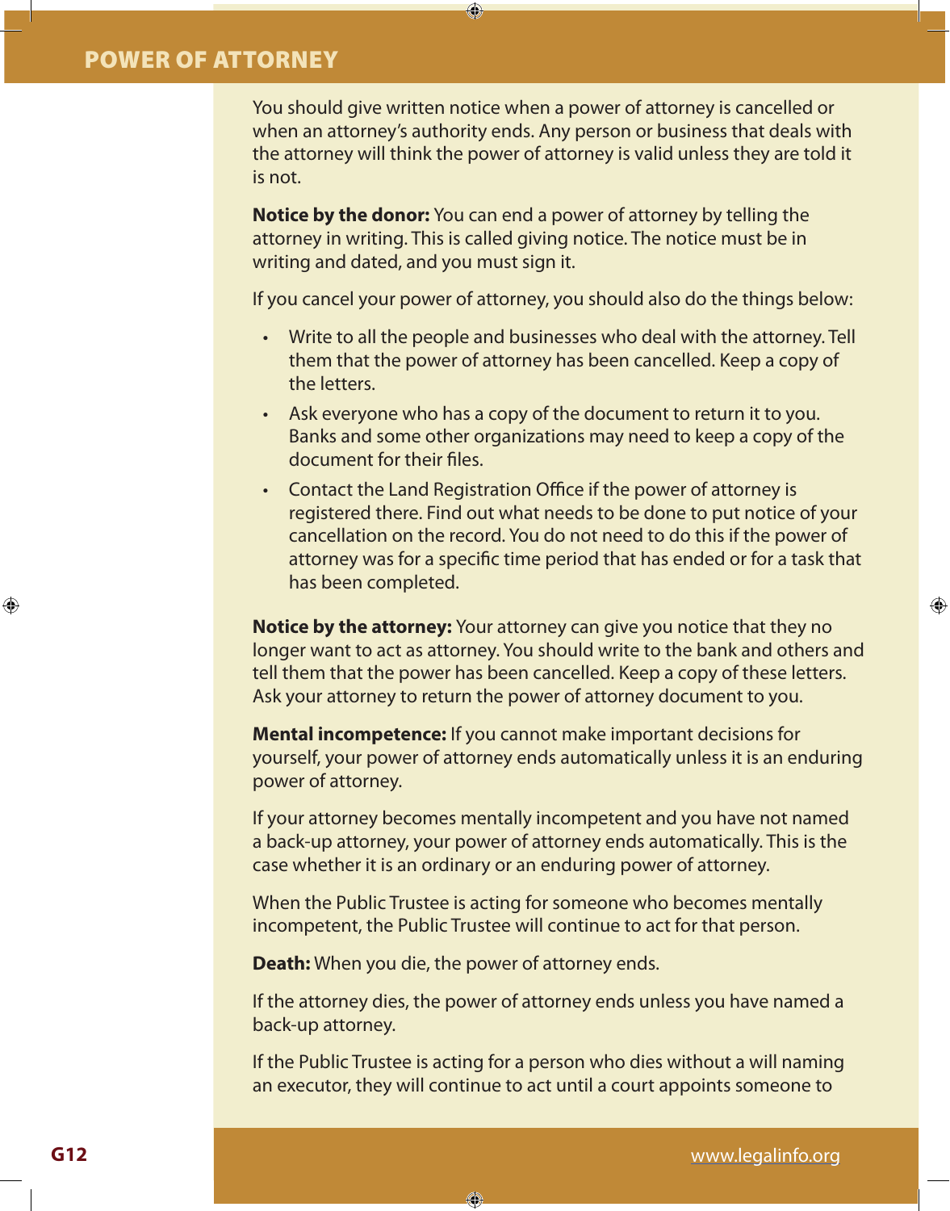You should give written notice when a power of attorney is cancelled or when an attorney's authority ends. Any person or business that deals with the attorney will think the power of attorney is valid unless they are told it is not.

**Notice by the donor:** You can end a power of attorney by telling the attorney in writing. This is called giving notice. The notice must be in writing and dated, and you must sign it.

If you cancel your power of attorney, you should also do the things below:

- Write to all the people and businesses who deal with the attorney. Tell them that the power of attorney has been cancelled. Keep a copy of the letters.
- Ask everyone who has a copy of the document to return it to you. Banks and some other organizations may need to keep a copy of the document for their files.
- Contact the Land Registration Office if the power of attorney is registered there. Find out what needs to be done to put notice of your cancellation on the record. You do not need to do this if the power of attorney was for a specific time period that has ended or for a task that has been completed.

**Notice by the attorney:** Your attorney can give you notice that they no longer want to act as attorney. You should write to the bank and others and tell them that the power has been cancelled. Keep a copy of these letters. Ask your attorney to return the power of attorney document to you.

**Mental incompetence:** If you cannot make important decisions for yourself, your power of attorney ends automatically unless it is an enduring power of attorney.

If your attorney becomes mentally incompetent and you have not named a back-up attorney, your power of attorney ends automatically. This is the case whether it is an ordinary or an enduring power of attorney.

When the Public Trustee is acting for someone who becomes mentally incompetent, the Public Trustee will continue to act for that person.

**Death:** When you die, the power of attorney ends.

If the attorney dies, the power of attorney ends unless you have named a back-up attorney.

If the Public Trustee is acting for a person who dies without a will naming an executor, they will continue to act until a court appoints someone to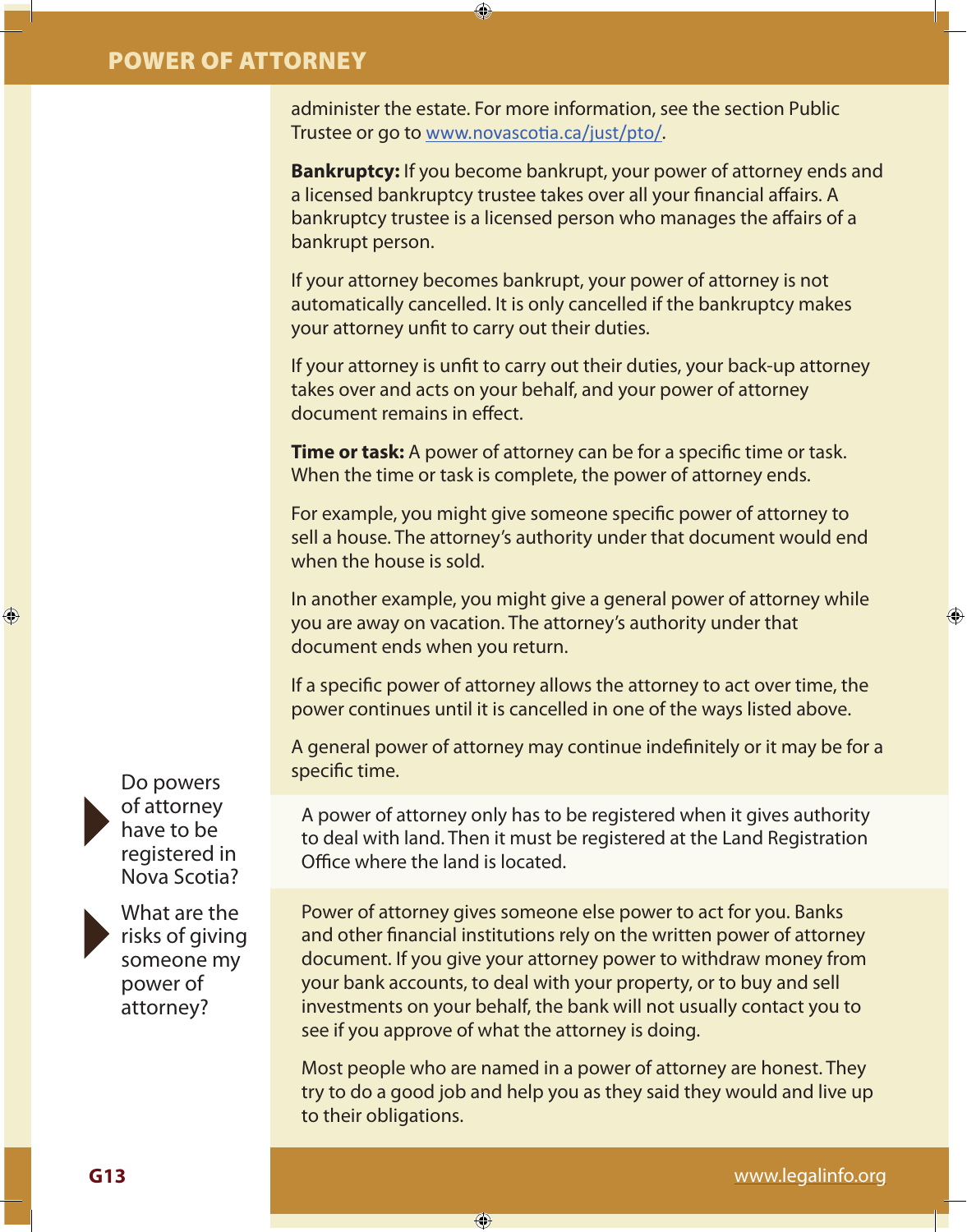administer the estate. For more information, see the section Public Trustee or go to [www.novascotia.ca/just/pto/](www.novascotia.ca/just/pto/).

**Bankruptcy:** If you become bankrupt, your power of attorney ends and a licensed bankruptcy trustee takes over all your financial affairs. A bankruptcy trustee is a licensed person who manages the affairs of a bankrupt person.

If your attorney becomes bankrupt, your power of attorney is not automatically cancelled. It is only cancelled if the bankruptcy makes your attorney unfit to carry out their duties.

If your attorney is unfit to carry out their duties, your back-up attorney takes over and acts on your behalf, and your power of attorney document remains in effect.

**Time or task:** A power of attorney can be for a specific time or task. When the time or task is complete, the power of attorney ends.

For example, you might give someone specific power of attorney to sell a house. The attorney's authority under that document would end when the house is sold.

In another example, you might give a general power of attorney while you are away on vacation. The attorney's authority under that document ends when you return.

If a specific power of attorney allows the attorney to act over time, the power continues until it is cancelled in one of the ways listed above.

A general power of attorney may continue indefinitely or it may be for a specific time.

## Do powers of attorney have to be registered in Nova Scotia?

A power of attorney only has to be registered when it gives authority to deal with land. Then it must be registered at the Land Registration Office where the land is located.

## What are the risks of giving someone my power of attorney?

Power of attorney gives someone else power to act for you. Banks and other financial institutions rely on the written power of attorney document. If you give your attorney power to withdraw money from your bank accounts, to deal with your property, or to buy and sell investments on your behalf, the bank will not usually contact you to see if you approve of what the attorney is doing.

Most people who are named in a power of attorney are honest. They try to do a good job and help you as they said they would and live up to their obligations.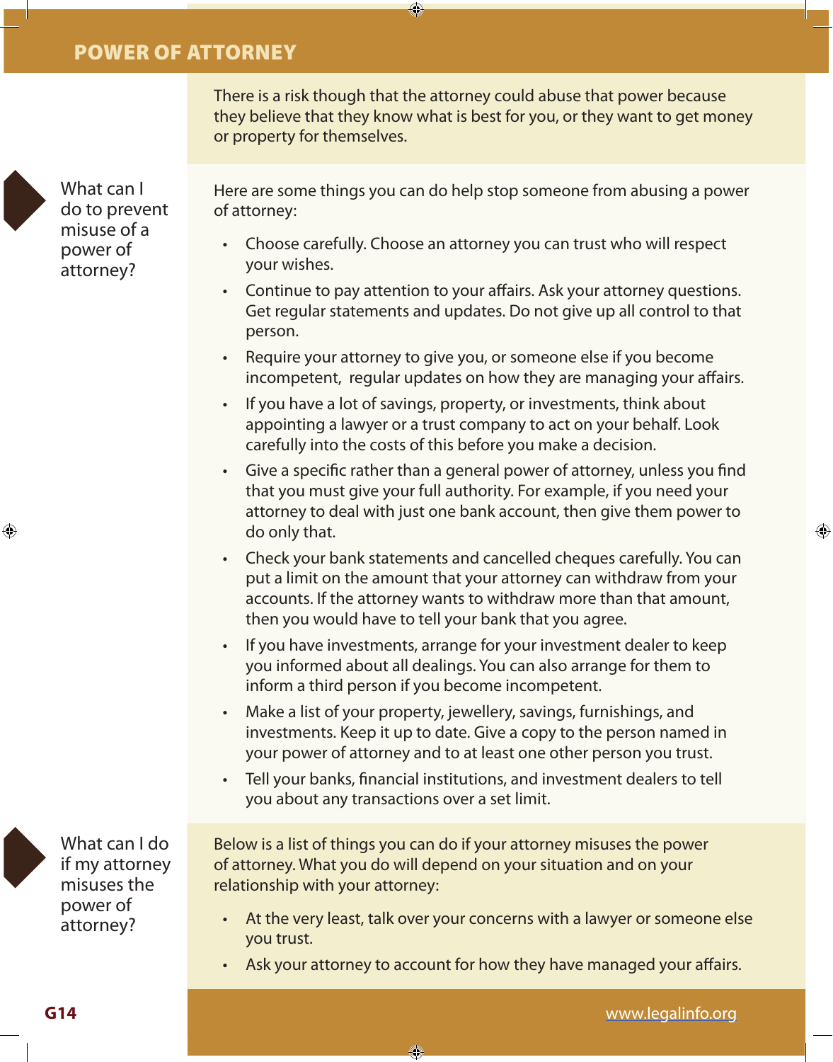There is a risk though that the attorney could abuse that power because they believe that they know what is best for you, or they want to get money or property for themselves.

## What can I do to prevent misuse of a power of attorney?

Here are some things you can do help stop someone from abusing a power of attorney:

- Choose carefully. Choose an attorney you can trust who will respect your wishes.
- Continue to pay attention to your affairs. Ask your attorney questions. Get regular statements and updates. Do not give up all control to that person.
- Require your attorney to give you, or someone else if you become incompetent, regular updates on how they are managing your affairs.
- If you have a lot of savings, property, or investments, think about appointing a lawyer or a trust company to act on your behalf. Look carefully into the costs of this before you make a decision.
- Give a specific rather than a general power of attorney, unless you find that you must give your full authority. For example, if you need your attorney to deal with just one bank account, then give them power to do only that.
- Check your bank statements and cancelled cheques carefully. You can put a limit on the amount that your attorney can withdraw from your accounts. If the attorney wants to withdraw more than that amount, then you would have to tell your bank that you agree.
- If you have investments, arrange for your investment dealer to keep you informed about all dealings. You can also arrange for them to inform a third person if you become incompetent.
- Make a list of your property, jewellery, savings, furnishings, and investments. Keep it up to date. Give a copy to the person named in your power of attorney and to at least one other person you trust.
- Tell your banks, financial institutions, and investment dealers to tell you about any transactions over a set limit.

## What can I do if my attorney misuses the power of attorney?

Below is a list of things you can do if your attorney misuses the power of attorney. What you do will depend on your situation and on your relationship with your attorney:

- At the very least, talk over your concerns with a lawyer or someone else you trust.
- Ask your attorney to account for how they have managed your affairs.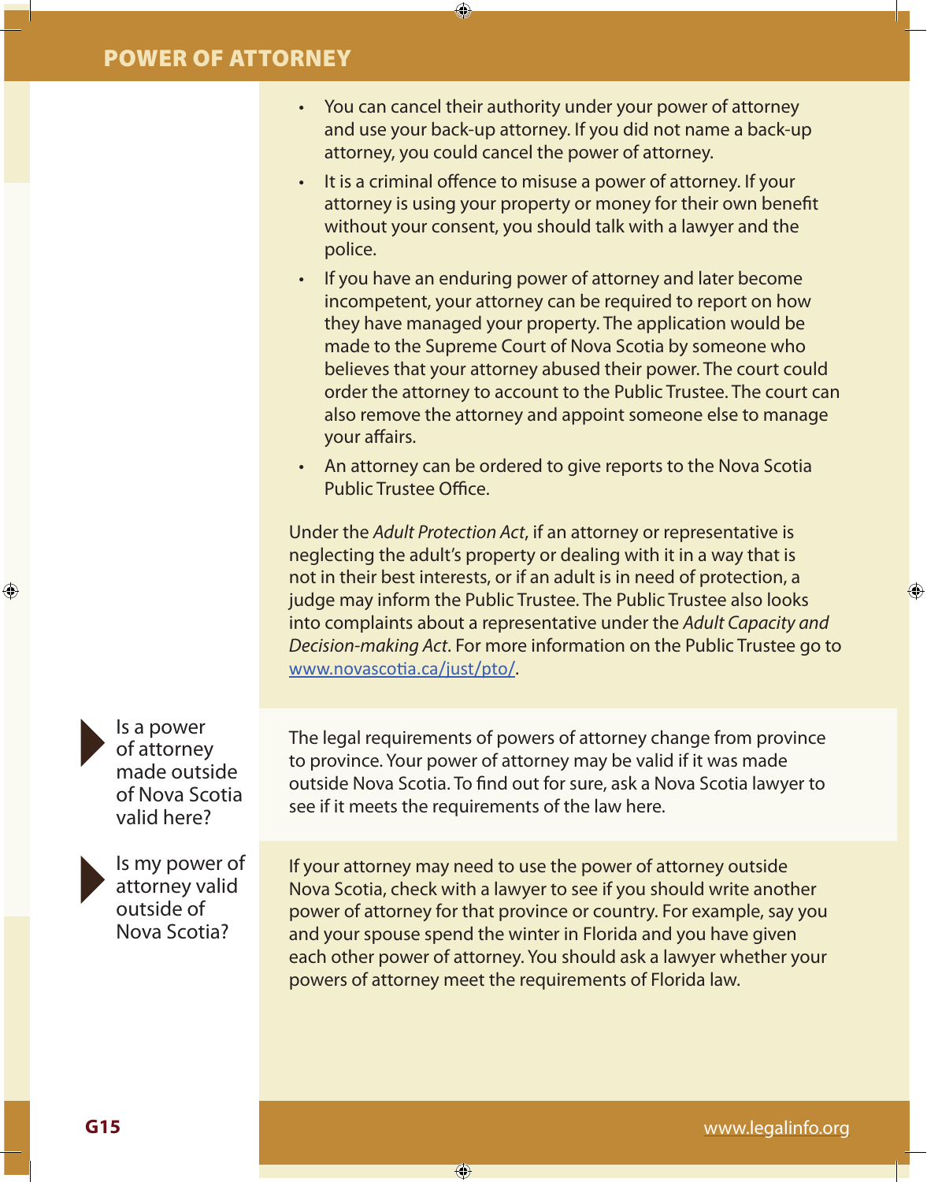- You can cancel their authority under your power of attorney and use your back-up attorney. If you did not name a back-up attorney, you could cancel the power of attorney.
- It is a criminal offence to misuse a power of attorney. If your attorney is using your property or money for their own benefit without your consent, you should talk with a lawyer and the police.
- If you have an enduring power of attorney and later become incompetent, your attorney can be required to report on how they have managed your property. The application would be made to the Supreme Court of Nova Scotia by someone who believes that your attorney abused their power. The court could order the attorney to account to the Public Trustee. The court can also remove the attorney and appoint someone else to manage your affairs.
- An attorney can be ordered to give reports to the Nova Scotia Public Trustee Office.

Under the *Adult Protection Act*, if an attorney or representative is neglecting the adult's property or dealing with it in a way that is not in their best interests, or if an adult is in need of protection, a judge may inform the Public Trustee. The Public Trustee also looks into complaints about a representative under the *Adult Capacity and Decision-making Act*. For more information on the Public Trustee go to www.novascotia.ca/just/pto/.

## Is a power of attorney made outside of Nova Scotia valid here?

The legal requirements of powers of attorney change from province to province. Your power of attorney may be valid if it was made outside Nova Scotia. To find out for sure, ask a Nova Scotia lawyer to see if it meets the requirements of the law here.

## Is my power of attorney valid outside of Nova Scotia?

If your attorney may need to use the power of attorney outside Nova Scotia, check with a lawyer to see if you should write another power of attorney for that province or country. For example, say you and your spouse spend the winter in Florida and you have given each other power of attorney. You should ask a lawyer whether your powers of attorney meet the requirements of Florida law.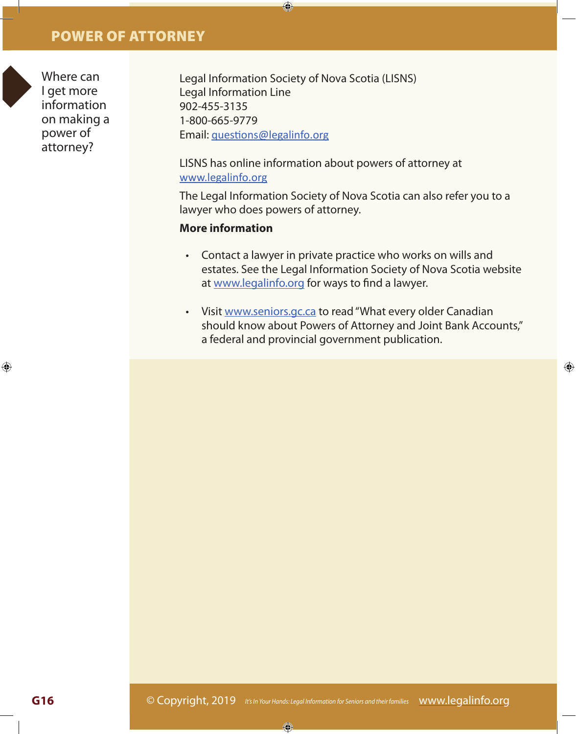## Where can I get more information on making a power of attorney?

Legal Information Society of Nova Scotia (LISNS)
Legal Information Line
902-455-3135
1-800-665-9779
Email: questions@legalinfo.org

LISNS has online information about powers of attorney at www.legalinfo.org

The Legal Information Society of Nova Scotia can also refer you to a lawyer who does powers of attorney.

**More information**

- Contact a lawyer in private practice who works on wills and estates. See the Legal Information Society of Nova Scotia website at www.legalinfo.org for ways to find a lawyer.

- Visit www.seniors.gc.ca to read "What every older Canadian should know about Powers of Attorney and Joint Bank Accounts," a federal and provincial government publication.